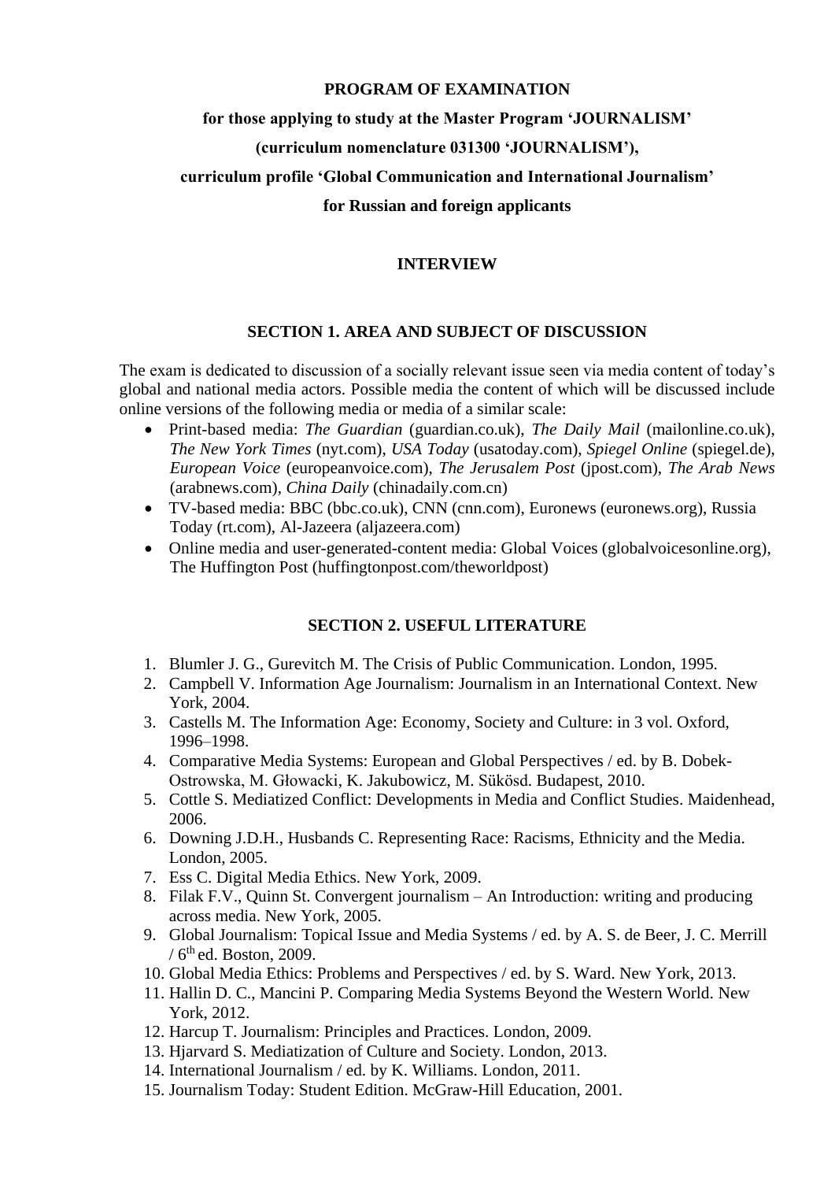**PROGRAM OF EXAMINATION**

**for those applying to study at the Master Program 'JOURNALISM'**

**(curriculum nomenclature 031300 'JOURNALISM'),**

**curriculum profile 'Global Communication and International Journalism'**

**for Russian and foreign applicants**

**INTERVIEW**

## SECTION 1. AREA AND SUBJECT OF DISCUSSION

The exam is dedicated to discussion of a socially relevant issue seen via media content of today's global and national media actors. Possible media the content of which will be discussed include online versions of the following media or media of a similar scale:

- Print-based media: *The Guardian* (guardian.co.uk), *The Daily Mail* (mailonline.co.uk), *The New York Times* (nyt.com), *USA Today* (usatoday.com), *Spiegel Online* (spiegel.de), *European Voice* (europeanvoice.com), *The Jerusalem Post* (jpost.com), *The Arab News* (arabnews.com), *China Daily* (chinadaily.com.cn)
- TV-based media: BBC (bbc.co.uk), CNN (cnn.com), Euronews (euronews.org), Russia Today (rt.com), Al-Jazeera (aljazeera.com)
- Online media and user-generated-content media: Global Voices (globalvoicesonline.org), The Huffington Post (huffingtonpost.com/theworldpost)

## SECTION 2. USEFUL LITERATURE

1. Blumler J. G., Gurevitch M. The Crisis of Public Communication. London, 1995.
2. Campbell V. Information Age Journalism: Journalism in an International Context. New York, 2004.
3. Castells M. The Information Age: Economy, Society and Culture: in 3 vol. Oxford, 1996–1998.
4. Comparative Media Systems: European and Global Perspectives / ed. by B. Dobek-Ostrowska, M. Głowacki, K. Jakubowicz, M. Sükösd. Budapest, 2010.
5. Cottle S. Mediatized Conflict: Developments in Media and Conflict Studies. Maidenhead, 2006.
6. Downing J.D.H., Husbands C. Representing Race: Racisms, Ethnicity and the Media. London, 2005.
7. Ess C. Digital Media Ethics. New York, 2009.
8. Filak F.V., Quinn St. Convergent journalism – An Introduction: writing and producing across media. New York, 2005.
9. Global Journalism: Topical Issue and Media Systems / ed. by A. S. de Beer, J. C. Merrill / 6th ed. Boston, 2009.
10. Global Media Ethics: Problems and Perspectives / ed. by S. Ward. New York, 2013.
11. Hallin D. C., Mancini P. Comparing Media Systems Beyond the Western World. New York, 2012.
12. Harcup T. Journalism: Principles and Practices. London, 2009.
13. Hjarvard S. Mediatization of Culture and Society. London, 2013.
14. International Journalism / ed. by K. Williams. London, 2011.
15. Journalism Today: Student Edition. McGraw-Hill Education, 2001.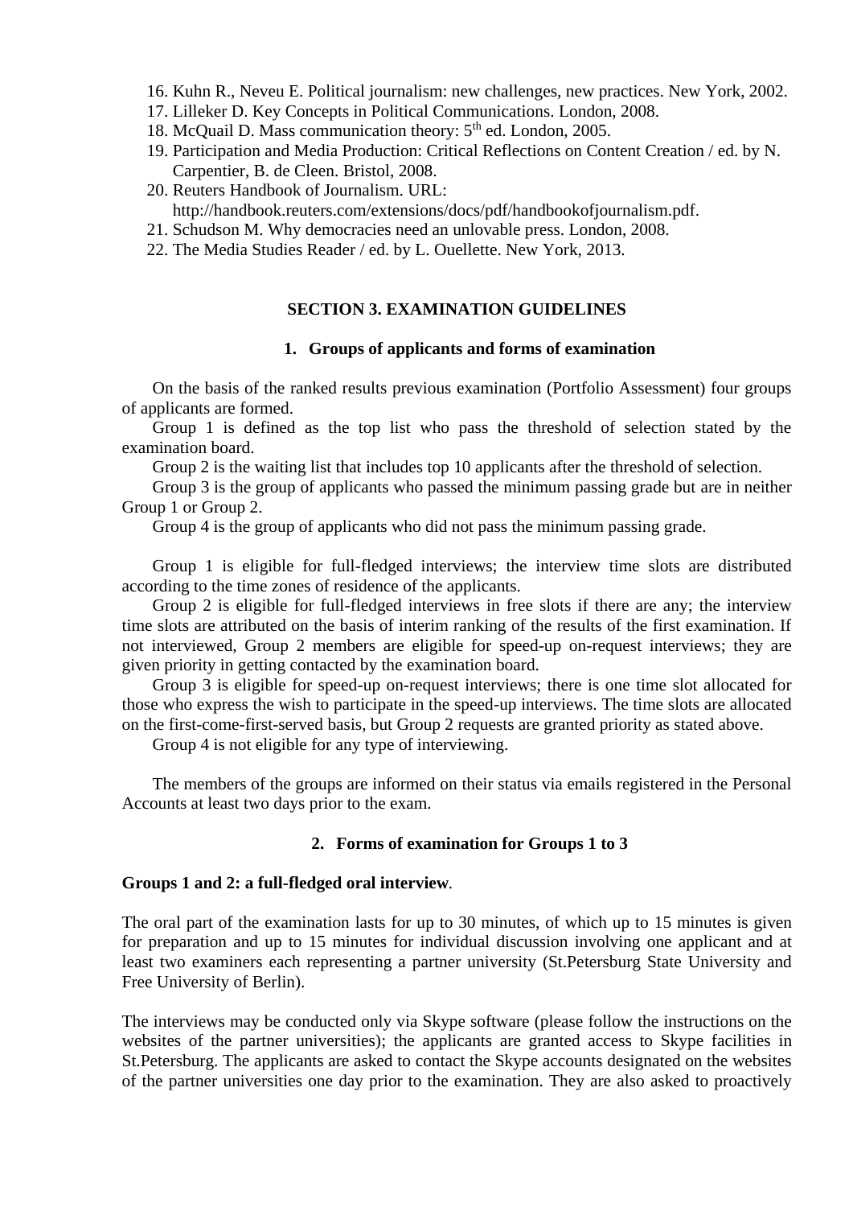16. Kuhn R., Neveu E. Political journalism: new challenges, new practices. New York, 2002.
17. Lilleker D. Key Concepts in Political Communications. London, 2008.
18. McQuail D. Mass communication theory: 5th ed. London, 2005.
19. Participation and Media Production: Critical Reflections on Content Creation / ed. by N. Carpentier, B. de Cleen. Bristol, 2008.
20. Reuters Handbook of Journalism. URL: http://handbook.reuters.com/extensions/docs/pdf/handbookofjournalism.pdf.
21. Schudson M. Why democracies need an unlovable press. London, 2008.
22. The Media Studies Reader / ed. by L. Ouellette. New York, 2013.

## SECTION 3. EXAMINATION GUIDELINES

### 1. Groups of applicants and forms of examination

On the basis of the ranked results previous examination (Portfolio Assessment) four groups of applicants are formed.

Group 1 is defined as the top list who pass the threshold of selection stated by the examination board.

Group 2 is the waiting list that includes top 10 applicants after the threshold of selection.

Group 3 is the group of applicants who passed the minimum passing grade but are in neither Group 1 or Group 2.

Group 4 is the group of applicants who did not pass the minimum passing grade.

Group 1 is eligible for full-fledged interviews; the interview time slots are distributed according to the time zones of residence of the applicants.

Group 2 is eligible for full-fledged interviews in free slots if there are any; the interview time slots are attributed on the basis of interim ranking of the results of the first examination. If not interviewed, Group 2 members are eligible for speed-up on-request interviews; they are given priority in getting contacted by the examination board.

Group 3 is eligible for speed-up on-request interviews; there is one time slot allocated for those who express the wish to participate in the speed-up interviews. The time slots are allocated on the first-come-first-served basis, but Group 2 requests are granted priority as stated above.

Group 4 is not eligible for any type of interviewing.

The members of the groups are informed on their status via emails registered in the Personal Accounts at least two days prior to the exam.

### 2. Forms of examination for Groups 1 to 3

**Groups 1 and 2: a full-fledged oral interview**.

The oral part of the examination lasts for up to 30 minutes, of which up to 15 minutes is given for preparation and up to 15 minutes for individual discussion involving one applicant and at least two examiners each representing a partner university (St.Petersburg State University and Free University of Berlin).

The interviews may be conducted only via Skype software (please follow the instructions on the websites of the partner universities); the applicants are granted access to Skype facilities in St.Petersburg. The applicants are asked to contact the Skype accounts designated on the websites of the partner universities one day prior to the examination. They are also asked to proactively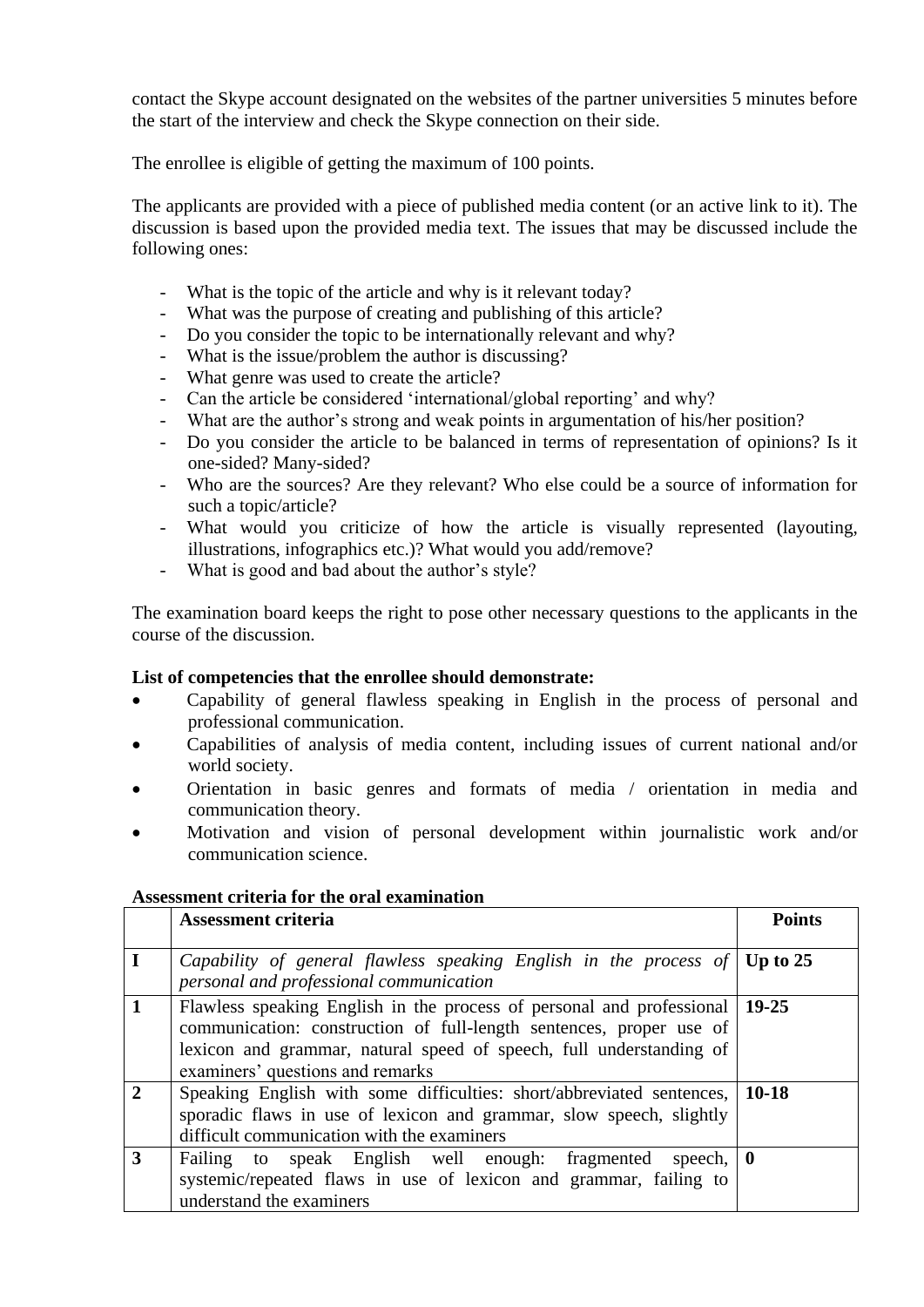contact the Skype account designated on the websites of the partner universities 5 minutes before the start of the interview and check the Skype connection on their side.

The enrollee is eligible of getting the maximum of 100 points.

The applicants are provided with a piece of published media content (or an active link to it). The discussion is based upon the provided media text. The issues that may be discussed include the following ones:

- What is the topic of the article and why is it relevant today?
- What was the purpose of creating and publishing of this article?
- Do you consider the topic to be internationally relevant and why?
- What is the issue/problem the author is discussing?
- What genre was used to create the article?
- Can the article be considered 'international/global reporting' and why?
- What are the author's strong and weak points in argumentation of his/her position?
- Do you consider the article to be balanced in terms of representation of opinions? Is it one-sided? Many-sided?
- Who are the sources? Are they relevant? Who else could be a source of information for such a topic/article?
- What would you criticize of how the article is visually represented (layouting, illustrations, infographics etc.)? What would you add/remove?
- What is good and bad about the author's style?

The examination board keeps the right to pose other necessary questions to the applicants in the course of the discussion.

**List of competencies that the enrollee should demonstrate:**

- Capability of general flawless speaking in English in the process of personal and professional communication.
- Capabilities of analysis of media content, including issues of current national and/or world society.
- Orientation in basic genres and formats of media / orientation in media and communication theory.
- Motivation and vision of personal development within journalistic work and/or communication science.

**Assessment criteria for the oral examination**

| | **Assessment criteria** | **Points** |
|---|---|---|
| **I** | *Capability of general flawless speaking English in the process of personal and professional communication* | **Up to 25** |
| **1** | Flawless speaking English in the process of personal and professional communication: construction of full-length sentences, proper use of lexicon and grammar, natural speed of speech, full understanding of examiners' questions and remarks | **19-25** |
| **2** | Speaking English with some difficulties: short/abbreviated sentences, sporadic flaws in use of lexicon and grammar, slow speech, slightly difficult communication with the examiners | **10-18** |
| **3** | Failing to speak English well enough: fragmented speech, systemic/repeated flaws in use of lexicon and grammar, failing to understand the examiners | **0** |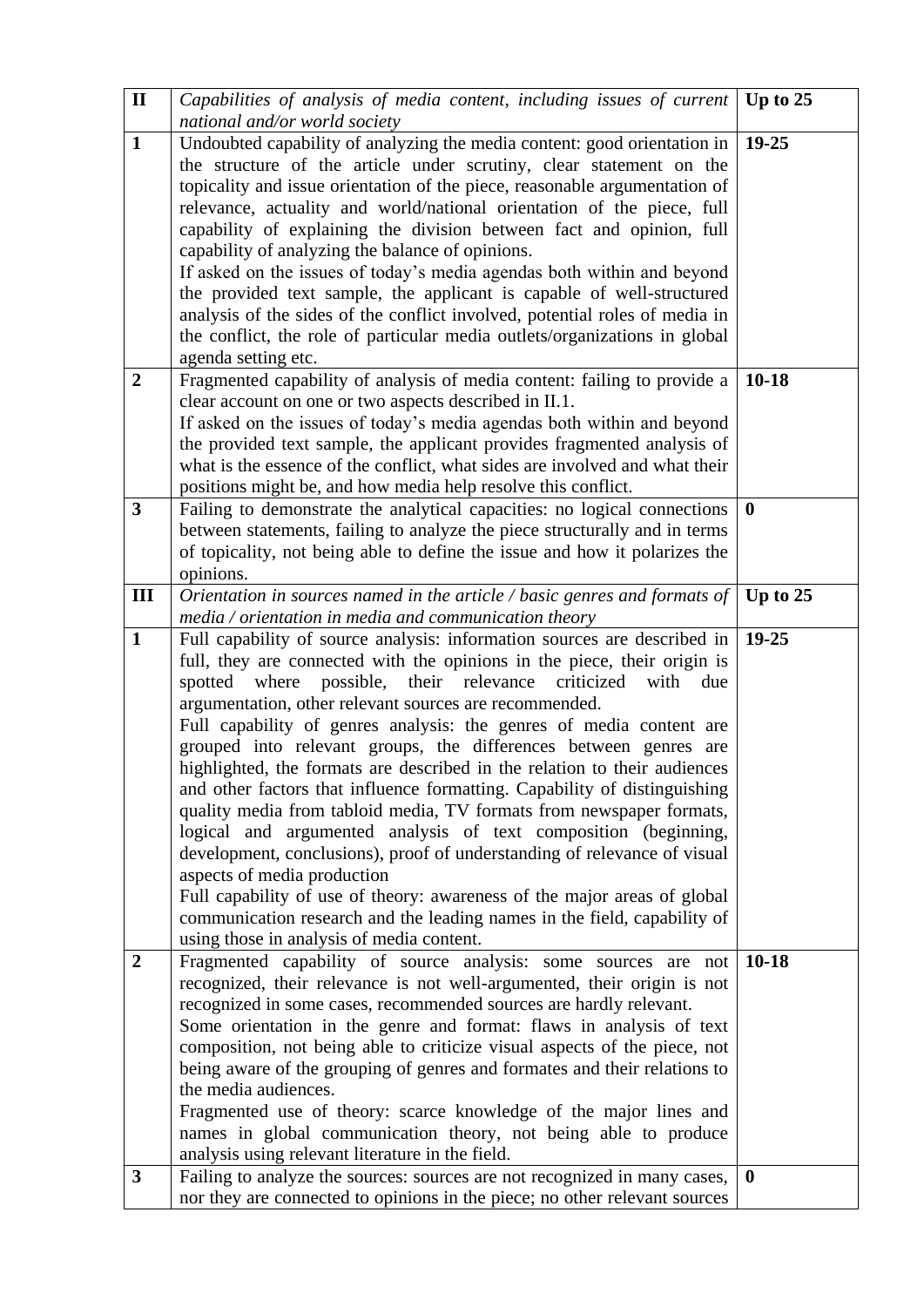| II | *Capabilities of analysis of media content, including issues of current national and/or world society* | Up to 25 |
|---|---|---|
| 1 | Undoubted capability of analyzing the media content: good orientation in the structure of the article under scrutiny, clear statement on the topicality and issue orientation of the piece, reasonable argumentation of relevance, actuality and world/national orientation of the piece, full capability of explaining the division between fact and opinion, full capability of analyzing the balance of opinions.<br>If asked on the issues of today's media agendas both within and beyond the provided text sample, the applicant is capable of well-structured analysis of the sides of the conflict involved, potential roles of media in the conflict, the role of particular media outlets/organizations in global agenda setting etc. | 19-25 |
| 2 | Fragmented capability of analysis of media content: failing to provide a clear account on one or two aspects described in II.1.<br>If asked on the issues of today's media agendas both within and beyond the provided text sample, the applicant provides fragmented analysis of what is the essence of the conflict, what sides are involved and what their positions might be, and how media help resolve this conflict. | 10-18 |
| 3 | Failing to demonstrate the analytical capacities: no logical connections between statements, failing to analyze the piece structurally and in terms of topicality, not being able to define the issue and how it polarizes the opinions. | 0 |
| III | *Orientation in sources named in the article / basic genres and formats of media / orientation in media and communication theory* | Up to 25 |
| 1 | Full capability of source analysis: information sources are described in full, they are connected with the opinions in the piece, their origin is spotted where possible, their relevance criticized with due argumentation, other relevant sources are recommended.<br>Full capability of genres analysis: the genres of media content are grouped into relevant groups, the differences between genres are highlighted, the formats are described in the relation to their audiences and other factors that influence formatting. Capability of distinguishing quality media from tabloid media, TV formats from newspaper formats, logical and argumented analysis of text composition (beginning, development, conclusions), proof of understanding of relevance of visual aspects of media production<br>Full capability of use of theory: awareness of the major areas of global communication research and the leading names in the field, capability of using those in analysis of media content. | 19-25 |
| 2 | Fragmented capability of source analysis: some sources are not recognized, their relevance is not well-argumented, their origin is not recognized in some cases, recommended sources are hardly relevant.<br>Some orientation in the genre and format: flaws in analysis of text composition, not being able to criticize visual aspects of the piece, not being aware of the grouping of genres and formates and their relations to the media audiences.<br>Fragmented use of theory: scarce knowledge of the major lines and names in global communication theory, not being able to produce analysis using relevant literature in the field. | 10-18 |
| 3 | Failing to analyze the sources: sources are not recognized in many cases, nor they are connected to opinions in the piece; no other relevant sources | 0 |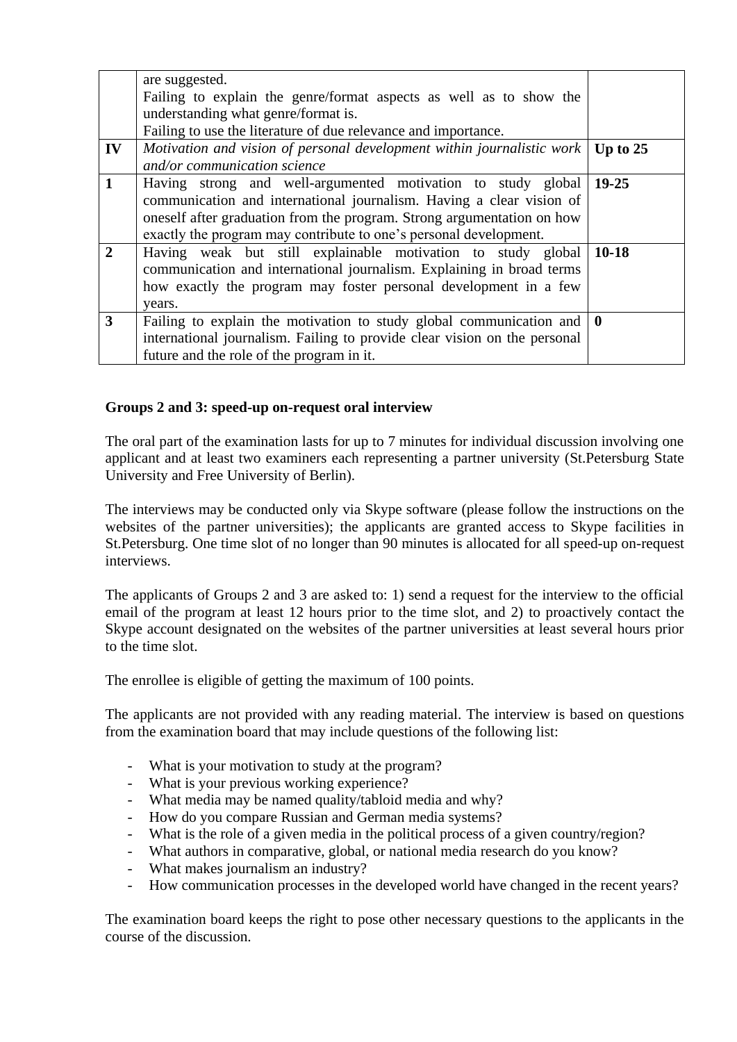|  |  |  |
|---|---|---|
|  | are suggested.<br>Failing to explain the genre/format aspects as well as to show the understanding what genre/format is.<br>Failing to use the literature of due relevance and importance. |  |
| **IV** | *Motivation and vision of personal development within journalistic work and/or communication science* | **Up to 25** |
| **1** | Having strong and well-argumented motivation to study global communication and international journalism. Having a clear vision of oneself after graduation from the program. Strong argumentation on how exactly the program may contribute to one's personal development. | **19-25** |
| **2** | Having weak but still explainable motivation to study global communication and international journalism. Explaining in broad terms how exactly the program may foster personal development in a few years. | **10-18** |
| **3** | Failing to explain the motivation to study global communication and international journalism. Failing to provide clear vision on the personal future and the role of the program in it. | **0** |

**Groups 2 and 3: speed-up on-request oral interview**

The oral part of the examination lasts for up to 7 minutes for individual discussion involving one applicant and at least two examiners each representing a partner university (St.Petersburg State University and Free University of Berlin).

The interviews may be conducted only via Skype software (please follow the instructions on the websites of the partner universities); the applicants are granted access to Skype facilities in St.Petersburg. One time slot of no longer than 90 minutes is allocated for all speed-up on-request interviews.

The applicants of Groups 2 and 3 are asked to: 1) send a request for the interview to the official email of the program at least 12 hours prior to the time slot, and 2) to proactively contact the Skype account designated on the websites of the partner universities at least several hours prior to the time slot.

The enrollee is eligible of getting the maximum of 100 points.

The applicants are not provided with any reading material. The interview is based on questions from the examination board that may include questions of the following list:

- What is your motivation to study at the program?
- What is your previous working experience?
- What media may be named quality/tabloid media and why?
- How do you compare Russian and German media systems?
- What is the role of a given media in the political process of a given country/region?
- What authors in comparative, global, or national media research do you know?
- What makes journalism an industry?
- How communication processes in the developed world have changed in the recent years?

The examination board keeps the right to pose other necessary questions to the applicants in the course of the discussion.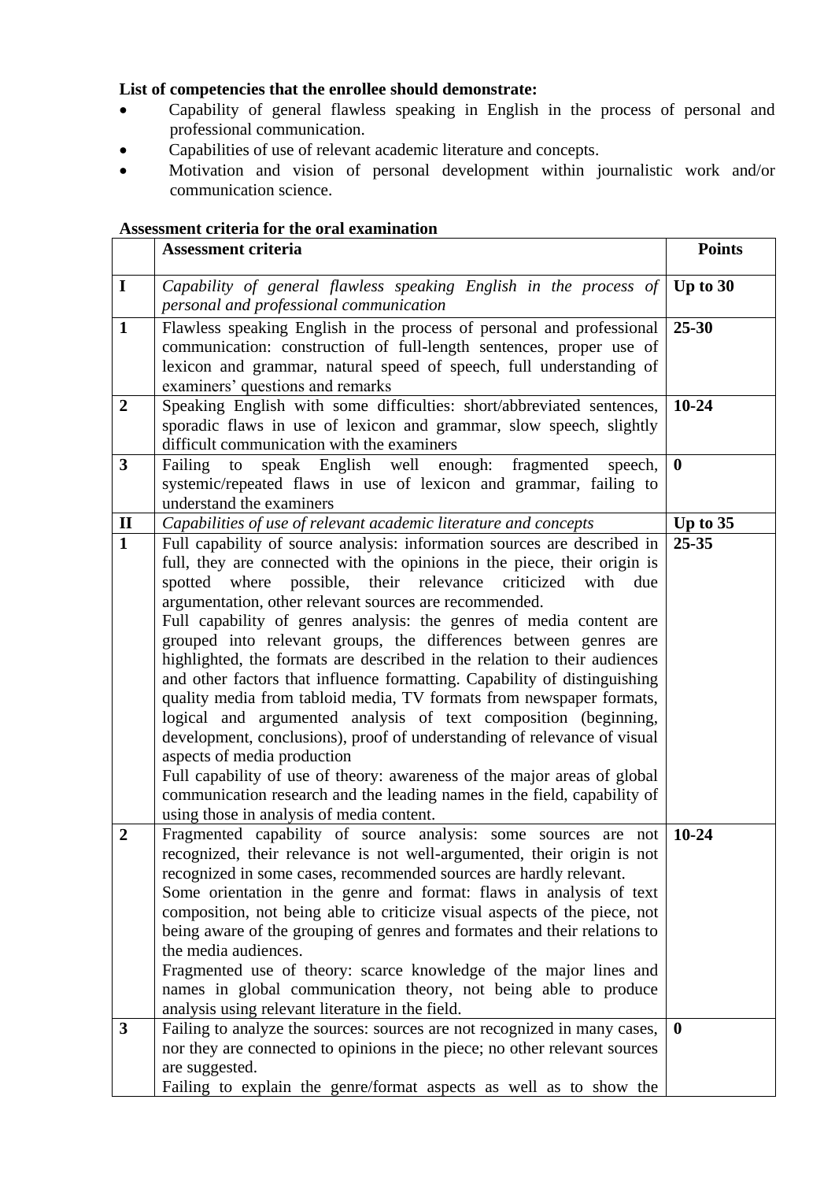**List of competencies that the enrollee should demonstrate:**

- Capability of general flawless speaking in English in the process of personal and professional communication.
- Capabilities of use of relevant academic literature and concepts.
- Motivation and vision of personal development within journalistic work and/or communication science.

**Assessment criteria for the oral examination**

| | **Assessment criteria** | **Points** |
|---|---|---|
| **I** | *Capability of general flawless speaking English in the process of personal and professional communication* | **Up to 30** |
| **1** | Flawless speaking English in the process of personal and professional communication: construction of full-length sentences, proper use of lexicon and grammar, natural speed of speech, full understanding of examiners' questions and remarks | **25-30** |
| **2** | Speaking English with some difficulties: short/abbreviated sentences, sporadic flaws in use of lexicon and grammar, slow speech, slightly difficult communication with the examiners | **10-24** |
| **3** | Failing to speak English well enough: fragmented speech, systemic/repeated flaws in use of lexicon and grammar, failing to understand the examiners | **0** |
| **II** | *Capabilities of use of relevant academic literature and concepts* | **Up to 35** |
| **1** | Full capability of source analysis: information sources are described in full, they are connected with the opinions in the piece, their origin is spotted where possible, their relevance criticized with due argumentation, other relevant sources are recommended.<br>Full capability of genres analysis: the genres of media content are grouped into relevant groups, the differences between genres are highlighted, the formats are described in the relation to their audiences and other factors that influence formatting. Capability of distinguishing quality media from tabloid media, TV formats from newspaper formats, logical and argumented analysis of text composition (beginning, development, conclusions), proof of understanding of relevance of visual aspects of media production<br>Full capability of use of theory: awareness of the major areas of global communication research and the leading names in the field, capability of using those in analysis of media content. | **25-35** |
| **2** | Fragmented capability of source analysis: some sources are not recognized, their relevance is not well-argumented, their origin is not recognized in some cases, recommended sources are hardly relevant.<br>Some orientation in the genre and format: flaws in analysis of text composition, not being able to criticize visual aspects of the piece, not being aware of the grouping of genres and formates and their relations to the media audiences.<br>Fragmented use of theory: scarce knowledge of the major lines and names in global communication theory, not being able to produce analysis using relevant literature in the field. | **10-24** |
| **3** | Failing to analyze the sources: sources are not recognized in many cases, nor they are connected to opinions in the piece; no other relevant sources are suggested.<br>Failing to explain the genre/format aspects as well as to show the | **0** |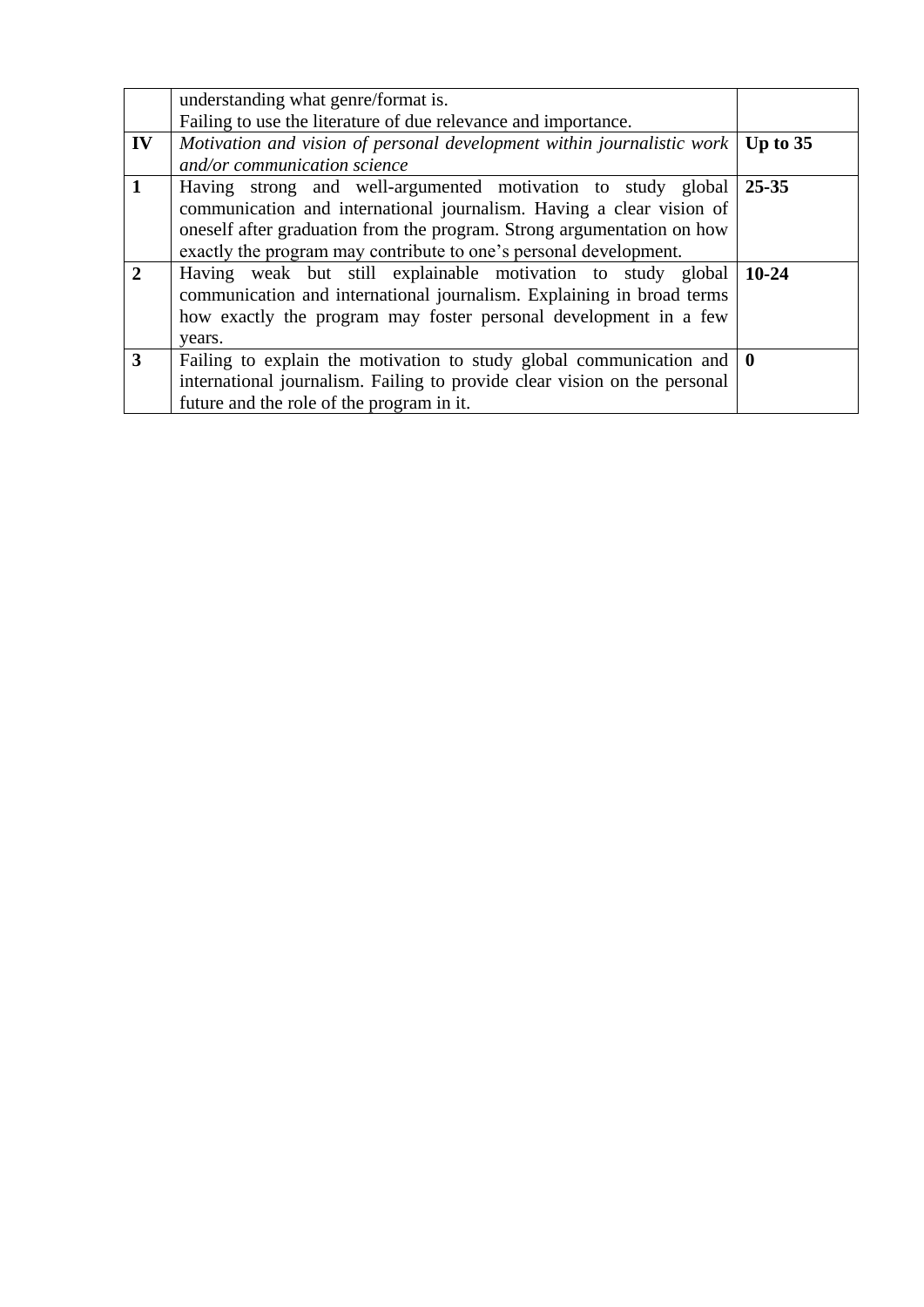| | | |
|---|---|---|
| | understanding what genre/format is. Failing to use the literature of due relevance and importance. | |
| **IV** | *Motivation and vision of personal development within journalistic work and/or communication science* | **Up to 35** |
| **1** | Having strong and well-argumented motivation to study global communication and international journalism. Having a clear vision of oneself after graduation from the program. Strong argumentation on how exactly the program may contribute to one's personal development. | **25-35** |
| **2** | Having weak but still explainable motivation to study global communication and international journalism. Explaining in broad terms how exactly the program may foster personal development in a few years. | **10-24** |
| **3** | Failing to explain the motivation to study global communication and international journalism. Failing to provide clear vision on the personal future and the role of the program in it. | **0** |